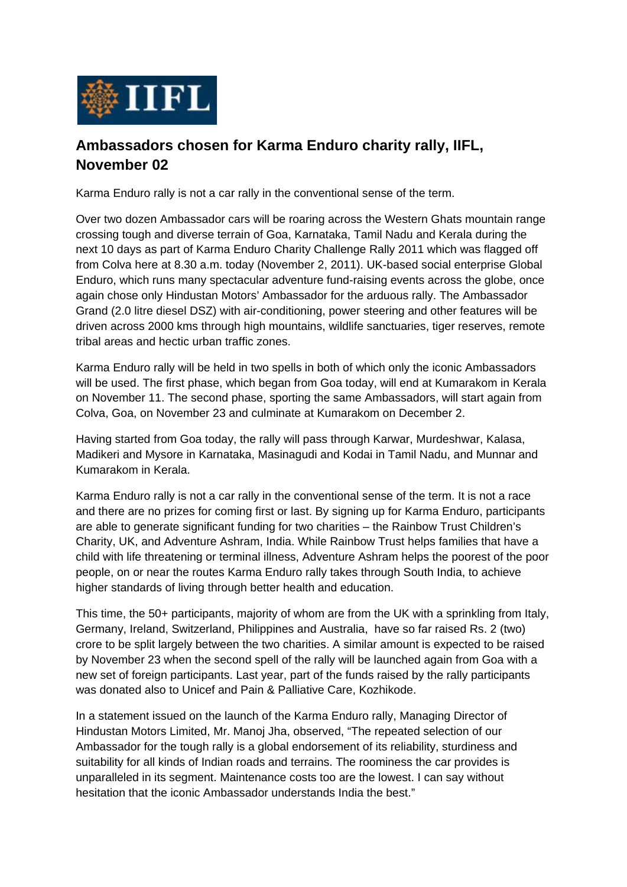IIFL

## Ambassadors chosen for Karma Enduro charity rally, IIFL, November 02

Karma Enduro rally is not a car rally in the conventional sense of the term.

Over two dozen Ambassador cars will be roaring across the Western Ghats mountain range crossing tough and diverse terrain of Goa, Karnataka, Tamil Nadu and Kerala during the next 10 days as part of Karma Enduro Charity Challenge Rally 2011 which was flagged off from Colva here at 8.30 a.m. today (November 2, 2011). UK-based social enterprise Global Enduro, which runs many spectacular adventure fund-raising events across the globe, once again chose only Hindustan Motors' Ambassador for the arduous rally. The Ambassador Grand (2.0 litre diesel DSZ) with air-conditioning, power steering and other features will be driven across 2000 kms through high mountains, wildlife sanctuaries, tiger reserves, remote tribal areas and hectic urban traffic zones.

Karma Enduro rally will be held in two spells in both of which only the iconic Ambassadors will be used. The first phase, which began from Goa today, will end at Kumarakom in Kerala on November 11. The second phase, sporting the same Ambassadors, will start again from Colva, Goa, on November 23 and culminate at Kumarakom on December 2.

Having started from Goa today, the rally will pass through Karwar, Murdeshwar, Kalasa, Madikeri and Mysore in Karnataka, Masinagudi and Kodai in Tamil Nadu, and Munnar and Kumarakom in Kerala.

Karma Enduro rally is not a car rally in the conventional sense of the term. It is not a race and there are no prizes for coming first or last. By signing up for Karma Enduro, participants are able to generate significant funding for two charities – the Rainbow Trust Children's Charity, UK, and Adventure Ashram, India. While Rainbow Trust helps families that have a child with life threatening or terminal illness, Adventure Ashram helps the poorest of the poor people, on or near the routes Karma Enduro rally takes through South India, to achieve higher standards of living through better health and education.

This time, the 50+ participants, majority of whom are from the UK with a sprinkling from Italy, Germany, Ireland, Switzerland, Philippines and Australia, have so far raised Rs. 2 (two) crore to be split largely between the two charities. A similar amount is expected to be raised by November 23 when the second spell of the rally will be launched again from Goa with a new set of foreign participants. Last year, part of the funds raised by the rally participants was donated also to Unicef and Pain & Palliative Care, Kozhikode.

In a statement issued on the launch of the Karma Enduro rally, Managing Director of Hindustan Motors Limited, Mr. Manoj Jha, observed, "The repeated selection of our Ambassador for the tough rally is a global endorsement of its reliability, sturdiness and suitability for all kinds of Indian roads and terrains. The roominess the car provides is unparalleled in its segment. Maintenance costs too are the lowest. I can say without hesitation that the iconic Ambassador understands India the best."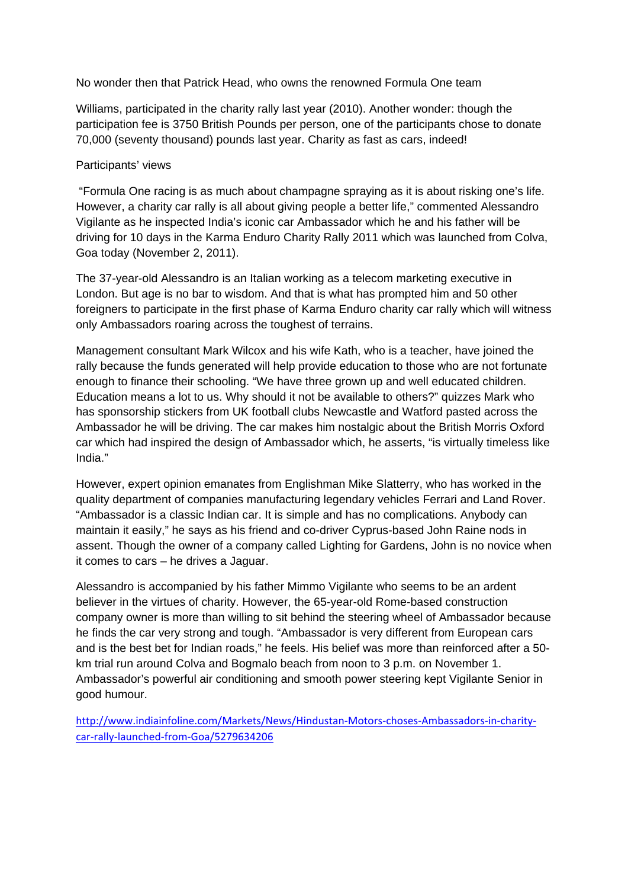No wonder then that Patrick Head, who owns the renowned Formula One team

Williams, participated in the charity rally last year (2010). Another wonder: though the participation fee is 3750 British Pounds per person, one of the participants chose to donate 70,000 (seventy thousand) pounds last year. Charity as fast as cars, indeed!

Participants' views

"Formula One racing is as much about champagne spraying as it is about risking one's life. However, a charity car rally is all about giving people a better life," commented Alessandro Vigilante as he inspected India's iconic car Ambassador which he and his father will be driving for 10 days in the Karma Enduro Charity Rally 2011 which was launched from Colva, Goa today (November 2, 2011).

The 37-year-old Alessandro is an Italian working as a telecom marketing executive in London. But age is no bar to wisdom. And that is what has prompted him and 50 other foreigners to participate in the first phase of Karma Enduro charity car rally which will witness only Ambassadors roaring across the toughest of terrains.

Management consultant Mark Wilcox and his wife Kath, who is a teacher, have joined the rally because the funds generated will help provide education to those who are not fortunate enough to finance their schooling. "We have three grown up and well educated children. Education means a lot to us. Why should it not be available to others?" quizzes Mark who has sponsorship stickers from UK football clubs Newcastle and Watford pasted across the Ambassador he will be driving. The car makes him nostalgic about the British Morris Oxford car which had inspired the design of Ambassador which, he asserts, "is virtually timeless like India."

However, expert opinion emanates from Englishman Mike Slatterry, who has worked in the quality department of companies manufacturing legendary vehicles Ferrari and Land Rover. "Ambassador is a classic Indian car. It is simple and has no complications. Anybody can maintain it easily," he says as his friend and co-driver Cyprus-based John Raine nods in assent. Though the owner of a company called Lighting for Gardens, John is no novice when it comes to cars – he drives a Jaguar.

Alessandro is accompanied by his father Mimmo Vigilante who seems to be an ardent believer in the virtues of charity. However, the 65-year-old Rome-based construction company owner is more than willing to sit behind the steering wheel of Ambassador because he finds the car very strong and tough. "Ambassador is very different from European cars and is the best bet for Indian roads," he feels. His belief was more than reinforced after a 50-km trial run around Colva and Bogmalo beach from noon to 3 p.m. on November 1. Ambassador's powerful air conditioning and smooth power steering kept Vigilante Senior in good humour.

[http://www.indiainfoline.com/Markets/News/Hindustan-Motors-choses-Ambassadors-in-charity-car-rally-launched-from-Goa/5279634206](http://www.indiainfoline.com/Markets/News/Hindustan-Motors-choses-Ambassadors-in-charity-car-rally-launched-from-Goa/5279634206)